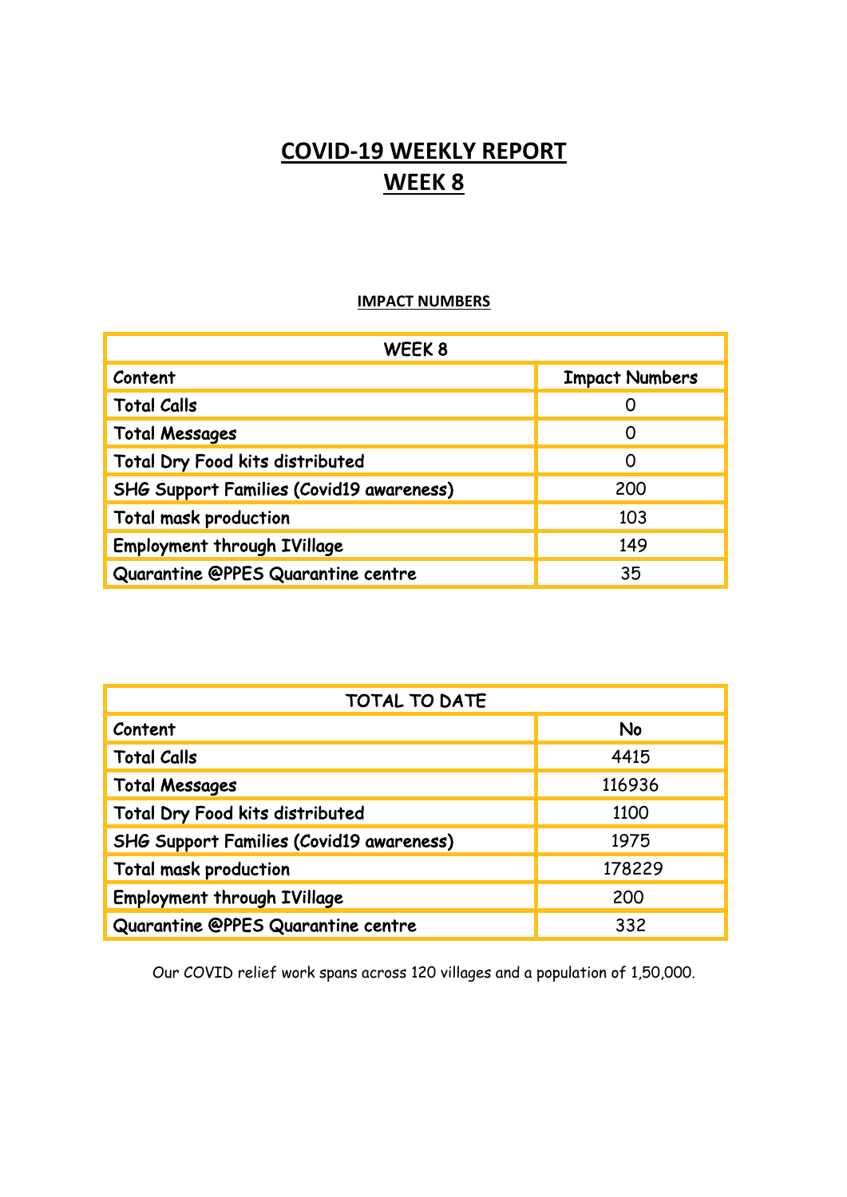# COVID-19 WEEKLY REPORT
# WEEK 8

## IMPACT NUMBERS

| WEEK 8 | |
|---|---|
| Content | Impact Numbers |
| Total Calls | 0 |
| Total Messages | 0 |
| Total Dry Food kits distributed | 0 |
| SHG Support Families (Covid19 awareness) | 200 |
| Total mask production | 103 |
| Employment through IVillage | 149 |
| Quarantine @PPES Quarantine centre | 35 |

| TOTAL TO DATE | |
|---|---|
| Content | No |
| Total Calls | 4415 |
| Total Messages | 116936 |
| Total Dry Food kits distributed | 1100 |
| SHG Support Families (Covid19 awareness) | 1975 |
| Total mask production | 178229 |
| Employment through IVillage | 200 |
| Quarantine @PPES Quarantine centre | 332 |

Our COVID relief work spans across 120 villages and a population of 1,50,000.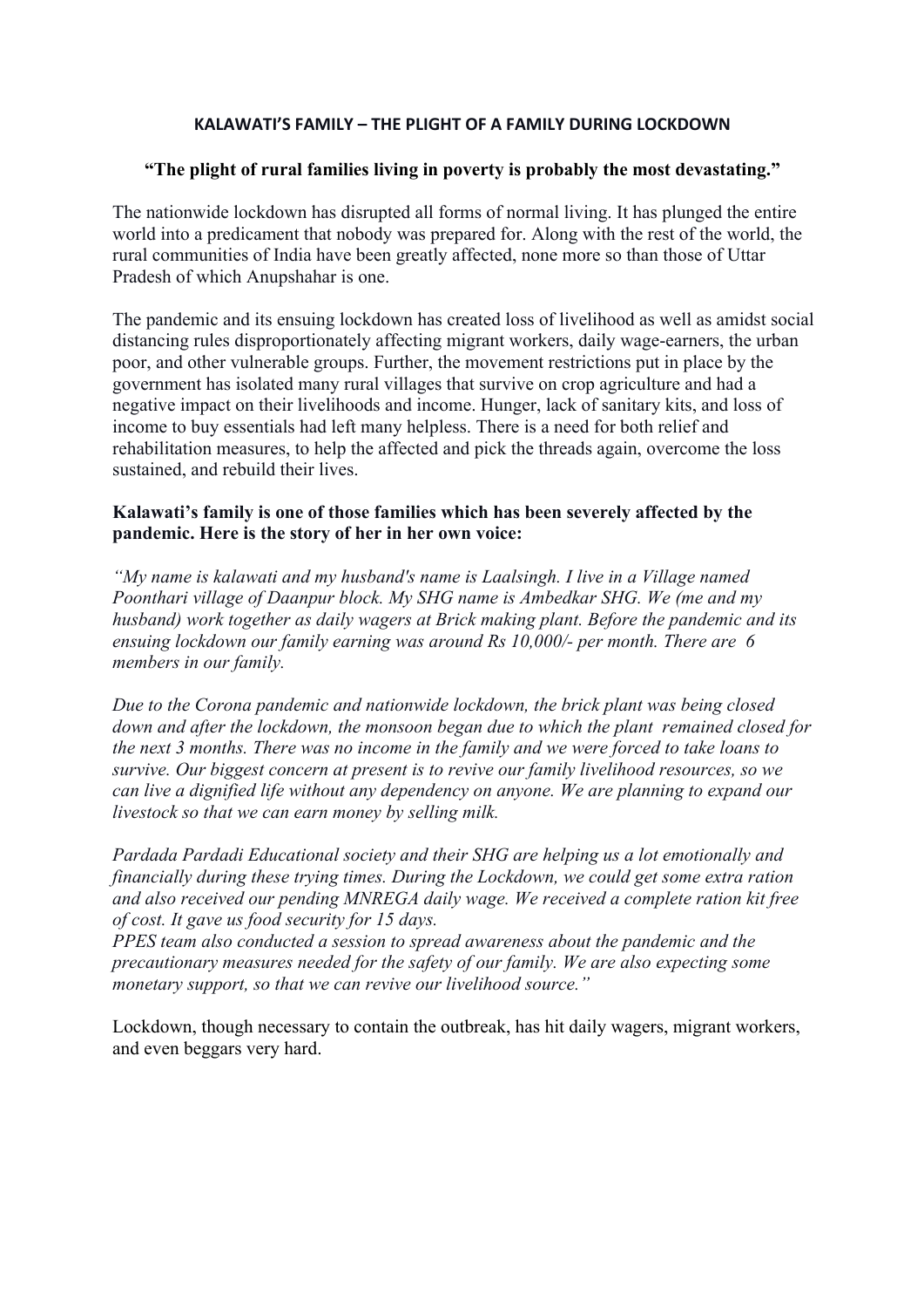## KALAWATI'S FAMILY – THE PLIGHT OF A FAMILY DURING LOCKDOWN

**"The plight of rural families living in poverty is probably the most devastating."**

The nationwide lockdown has disrupted all forms of normal living. It has plunged the entire world into a predicament that nobody was prepared for. Along with the rest of the world, the rural communities of India have been greatly affected, none more so than those of Uttar Pradesh of which Anupshahar is one.

The pandemic and its ensuing lockdown has created loss of livelihood as well as amidst social distancing rules disproportionately affecting migrant workers, daily wage-earners, the urban poor, and other vulnerable groups. Further, the movement restrictions put in place by the government has isolated many rural villages that survive on crop agriculture and had a negative impact on their livelihoods and income. Hunger, lack of sanitary kits, and loss of income to buy essentials had left many helpless. There is a need for both relief and rehabilitation measures, to help the affected and pick the threads again, overcome the loss sustained, and rebuild their lives.

**Kalawati's family is one of those families which has been severely affected by the pandemic. Here is the story of her in her own voice:**

*"My name is kalawati and my husband's name is Laalsingh. I live in a Village named Poonthari village of Daanpur block. My SHG name is Ambedkar SHG. We (me and my husband) work together as daily wagers at Brick making plant. Before the pandemic and its ensuing lockdown our family earning was around Rs 10,000/- per month. There are 6 members in our family.*

*Due to the Corona pandemic and nationwide lockdown, the brick plant was being closed down and after the lockdown, the monsoon began due to which the plant remained closed for the next 3 months. There was no income in the family and we were forced to take loans to survive. Our biggest concern at present is to revive our family livelihood resources, so we can live a dignified life without any dependency on anyone. We are planning to expand our livestock so that we can earn money by selling milk.*

*Pardada Pardadi Educational society and their SHG are helping us a lot emotionally and financially during these trying times. During the Lockdown, we could get some extra ration and also received our pending MNREGA daily wage. We received a complete ration kit free of cost. It gave us food security for 15 days.*
*PPES team also conducted a session to spread awareness about the pandemic and the precautionary measures needed for the safety of our family. We are also expecting some monetary support, so that we can revive our livelihood source."*

Lockdown, though necessary to contain the outbreak, has hit daily wagers, migrant workers, and even beggars very hard.